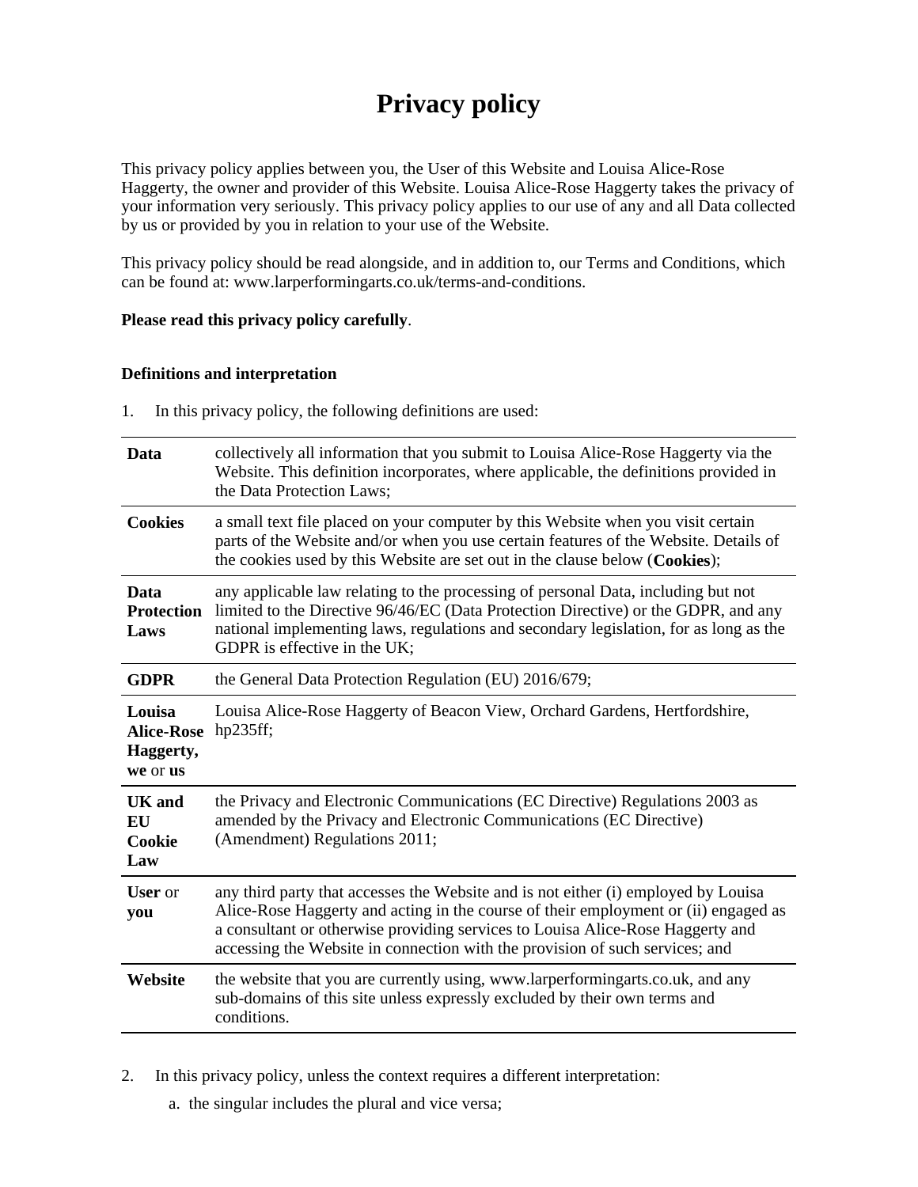# Privacy policy

This privacy policy applies between you, the User of this Website and Louisa Alice-Rose Haggerty, the owner and provider of this Website. Louisa Alice-Rose Haggerty takes the privacy of your information very seriously. This privacy policy applies to our use of any and all Data collected by us or provided by you in relation to your use of the Website.

This privacy policy should be read alongside, and in addition to, our Terms and Conditions, which can be found at: www.larperformingarts.co.uk/terms-and-conditions.

**Please read this privacy policy carefully**.

### Definitions and interpretation

1. In this privacy policy, the following definitions are used:

| | |
|---|---|
| **Data** | collectively all information that you submit to Louisa Alice-Rose Haggerty via the Website. This definition incorporates, where applicable, the definitions provided in the Data Protection Laws; |
| **Cookies** | a small text file placed on your computer by this Website when you visit certain parts of the Website and/or when you use certain features of the Website. Details of the cookies used by this Website are set out in the clause below (**Cookies**); |
| **Data Protection Laws** | any applicable law relating to the processing of personal Data, including but not limited to the Directive 96/46/EC (Data Protection Directive) or the GDPR, and any national implementing laws, regulations and secondary legislation, for as long as the GDPR is effective in the UK; |
| **GDPR** | the General Data Protection Regulation (EU) 2016/679; |
| **Louisa Alice-Rose Haggerty, we** or **us** | Louisa Alice-Rose Haggerty of Beacon View, Orchard Gardens, Hertfordshire, hp235ff; |
| **UK and EU Cookie Law** | the Privacy and Electronic Communications (EC Directive) Regulations 2003 as amended by the Privacy and Electronic Communications (EC Directive) (Amendment) Regulations 2011; |
| **User** or **you** | any third party that accesses the Website and is not either (i) employed by Louisa Alice-Rose Haggerty and acting in the course of their employment or (ii) engaged as a consultant or otherwise providing services to Louisa Alice-Rose Haggerty and accessing the Website in connection with the provision of such services; and |
| **Website** | the website that you are currently using, www.larperformingarts.co.uk, and any sub-domains of this site unless expressly excluded by their own terms and conditions. |

2. In this privacy policy, unless the context requires a different interpretation:
    a. the singular includes the plural and vice versa;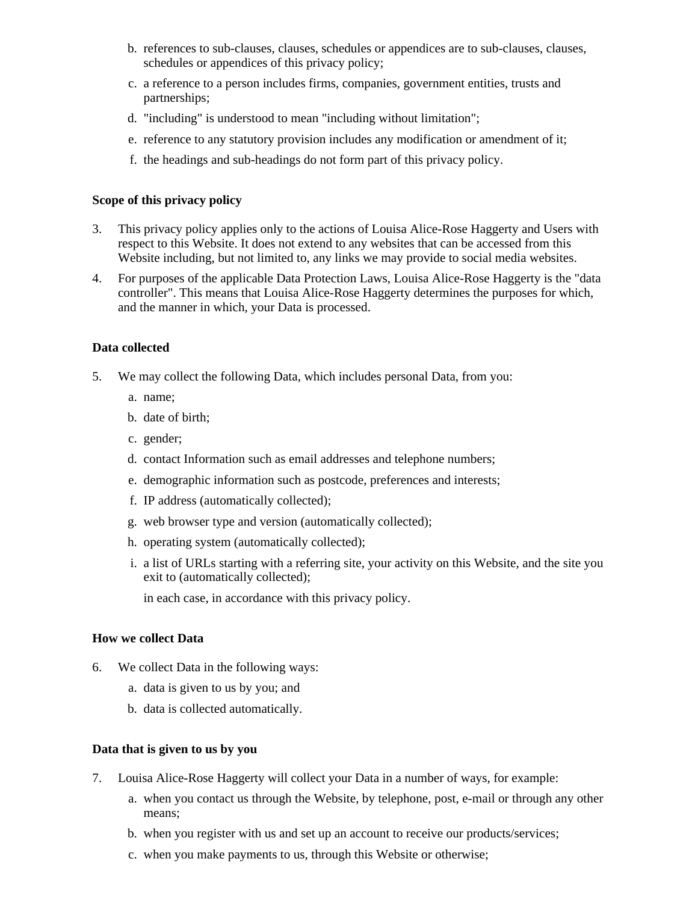b. references to sub-clauses, clauses, schedules or appendices are to sub-clauses, clauses, schedules or appendices of this privacy policy;

c. a reference to a person includes firms, companies, government entities, trusts and partnerships;

d. "including" is understood to mean "including without limitation";

e. reference to any statutory provision includes any modification or amendment of it;

f. the headings and sub-headings do not form part of this privacy policy.

**Scope of this privacy policy**

3. This privacy policy applies only to the actions of Louisa Alice-Rose Haggerty and Users with respect to this Website. It does not extend to any websites that can be accessed from this Website including, but not limited to, any links we may provide to social media websites.

4. For purposes of the applicable Data Protection Laws, Louisa Alice-Rose Haggerty is the "data controller". This means that Louisa Alice-Rose Haggerty determines the purposes for which, and the manner in which, your Data is processed.

**Data collected**

5. We may collect the following Data, which includes personal Data, from you:

   a. name;

   b. date of birth;

   c. gender;

   d. contact Information such as email addresses and telephone numbers;

   e. demographic information such as postcode, preferences and interests;

   f. IP address (automatically collected);

   g. web browser type and version (automatically collected);

   h. operating system (automatically collected);

   i. a list of URLs starting with a referring site, your activity on this Website, and the site you exit to (automatically collected);

   in each case, in accordance with this privacy policy.

**How we collect Data**

6. We collect Data in the following ways:

   a. data is given to us by you; and

   b. data is collected automatically.

**Data that is given to us by you**

7. Louisa Alice-Rose Haggerty will collect your Data in a number of ways, for example:

   a. when you contact us through the Website, by telephone, post, e-mail or through any other means;

   b. when you register with us and set up an account to receive our products/services;

   c. when you make payments to us, through this Website or otherwise;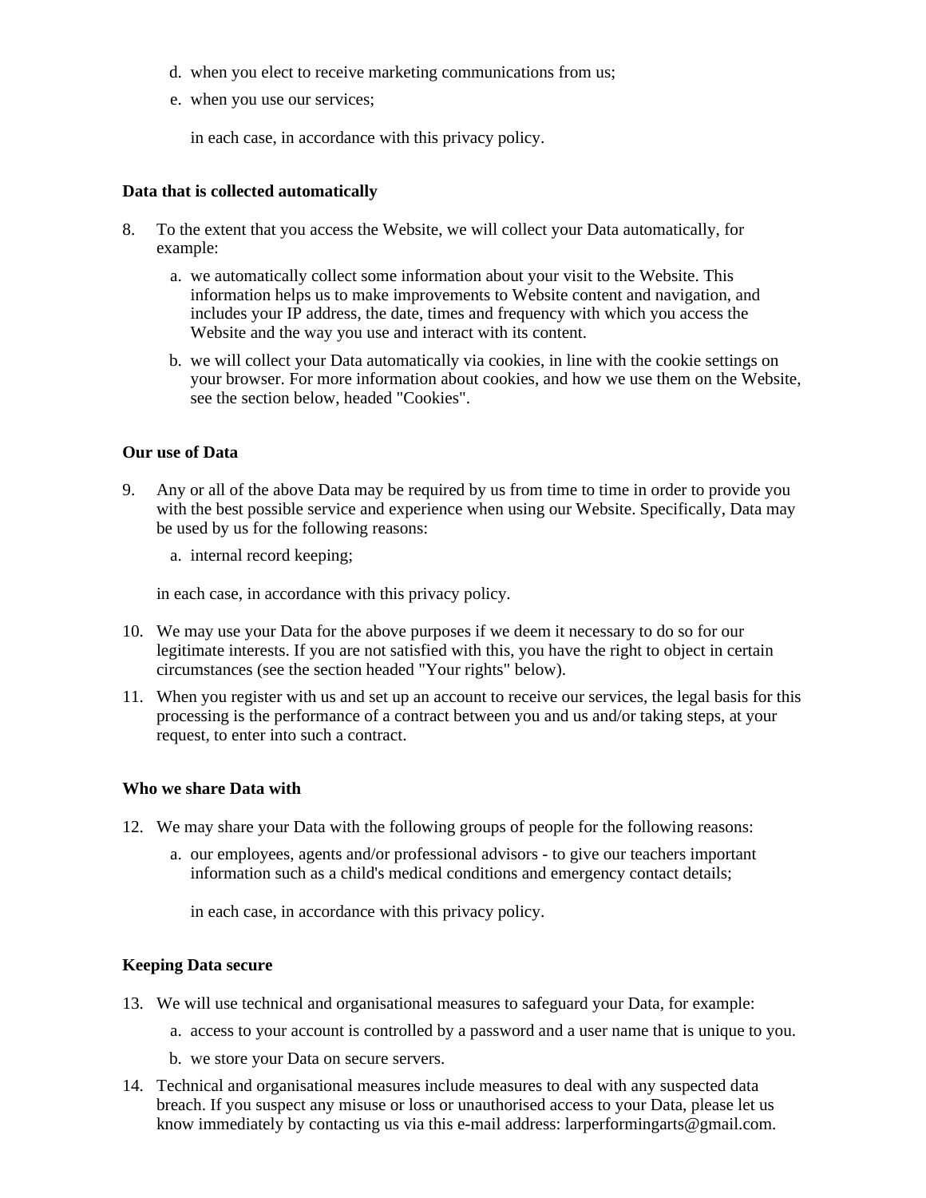d. when you elect to receive marketing communications from us;
e. when you use our services;

   in each case, in accordance with this privacy policy.

**Data that is collected automatically**

8. To the extent that you access the Website, we will collect your Data automatically, for example:
   a. we automatically collect some information about your visit to the Website. This information helps us to make improvements to Website content and navigation, and includes your IP address, the date, times and frequency with which you access the Website and the way you use and interact with its content.
   b. we will collect your Data automatically via cookies, in line with the cookie settings on your browser. For more information about cookies, and how we use them on the Website, see the section below, headed "Cookies".

**Our use of Data**

9. Any or all of the above Data may be required by us from time to time in order to provide you with the best possible service and experience when using our Website. Specifically, Data may be used by us for the following reasons:
   a. internal record keeping;

   in each case, in accordance with this privacy policy.
10. We may use your Data for the above purposes if we deem it necessary to do so for our legitimate interests. If you are not satisfied with this, you have the right to object in certain circumstances (see the section headed "Your rights" below).
11. When you register with us and set up an account to receive our services, the legal basis for this processing is the performance of a contract between you and us and/or taking steps, at your request, to enter into such a contract.

**Who we share Data with**

12. We may share your Data with the following groups of people for the following reasons:
    a. our employees, agents and/or professional advisors - to give our teachers important information such as a child's medical conditions and emergency contact details;

       in each case, in accordance with this privacy policy.

**Keeping Data secure**

13. We will use technical and organisational measures to safeguard your Data, for example:
    a. access to your account is controlled by a password and a user name that is unique to you.
    b. we store your Data on secure servers.
14. Technical and organisational measures include measures to deal with any suspected data breach. If you suspect any misuse or loss or unauthorised access to your Data, please let us know immediately by contacting us via this e-mail address: larperformingarts@gmail.com.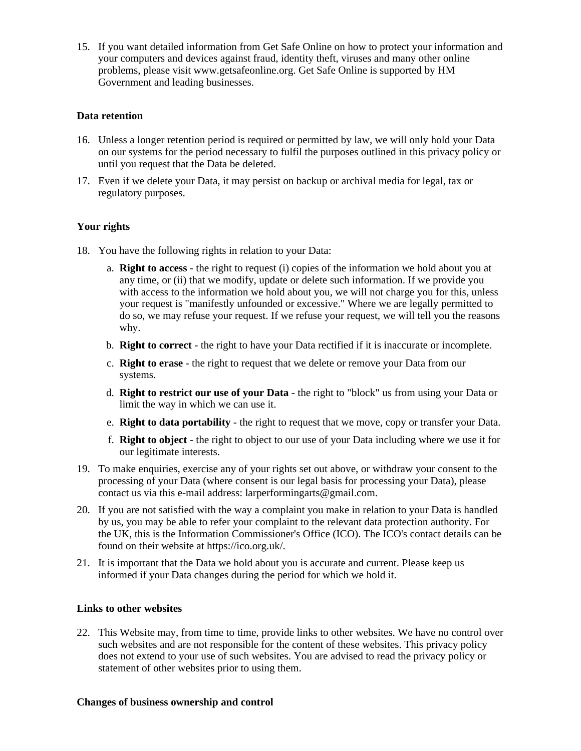15. If you want detailed information from Get Safe Online on how to protect your information and your computers and devices against fraud, identity theft, viruses and many other online problems, please visit www.getsafeonline.org. Get Safe Online is supported by HM Government and leading businesses.

**Data retention**

16. Unless a longer retention period is required or permitted by law, we will only hold your Data on our systems for the period necessary to fulfil the purposes outlined in this privacy policy or until you request that the Data be deleted.
17. Even if we delete your Data, it may persist on backup or archival media for legal, tax or regulatory purposes.

**Your rights**

18. You have the following rights in relation to your Data:
    a. **Right to access** - the right to request (i) copies of the information we hold about you at any time, or (ii) that we modify, update or delete such information. If we provide you with access to the information we hold about you, we will not charge you for this, unless your request is "manifestly unfounded or excessive." Where we are legally permitted to do so, we may refuse your request. If we refuse your request, we will tell you the reasons why.
    b. **Right to correct** - the right to have your Data rectified if it is inaccurate or incomplete.
    c. **Right to erase** - the right to request that we delete or remove your Data from our systems.
    d. **Right to restrict our use of your Data** - the right to "block" us from using your Data or limit the way in which we can use it.
    e. **Right to data portability** - the right to request that we move, copy or transfer your Data.
    f. **Right to object** - the right to object to our use of your Data including where we use it for our legitimate interests.
19. To make enquiries, exercise any of your rights set out above, or withdraw your consent to the processing of your Data (where consent is our legal basis for processing your Data), please contact us via this e-mail address: larperformingarts@gmail.com.
20. If you are not satisfied with the way a complaint you make in relation to your Data is handled by us, you may be able to refer your complaint to the relevant data protection authority. For the UK, this is the Information Commissioner's Office (ICO). The ICO's contact details can be found on their website at https://ico.org.uk/.
21. It is important that the Data we hold about you is accurate and current. Please keep us informed if your Data changes during the period for which we hold it.

**Links to other websites**

22. This Website may, from time to time, provide links to other websites. We have no control over such websites and are not responsible for the content of these websites. This privacy policy does not extend to your use of such websites. You are advised to read the privacy policy or statement of other websites prior to using them.

**Changes of business ownership and control**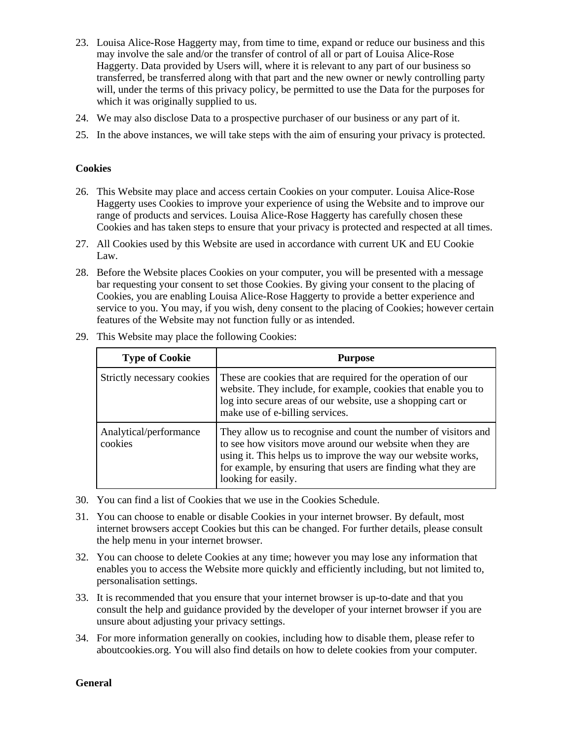23. Louisa Alice-Rose Haggerty may, from time to time, expand or reduce our business and this may involve the sale and/or the transfer of control of all or part of Louisa Alice-Rose Haggerty. Data provided by Users will, where it is relevant to any part of our business so transferred, be transferred along with that part and the new owner or newly controlling party will, under the terms of this privacy policy, be permitted to use the Data for the purposes for which it was originally supplied to us.
24. We may also disclose Data to a prospective purchaser of our business or any part of it.
25. In the above instances, we will take steps with the aim of ensuring your privacy is protected.

**Cookies**

26. This Website may place and access certain Cookies on your computer. Louisa Alice-Rose Haggerty uses Cookies to improve your experience of using the Website and to improve our range of products and services. Louisa Alice-Rose Haggerty has carefully chosen these Cookies and has taken steps to ensure that your privacy is protected and respected at all times.
27. All Cookies used by this Website are used in accordance with current UK and EU Cookie Law.
28. Before the Website places Cookies on your computer, you will be presented with a message bar requesting your consent to set those Cookies. By giving your consent to the placing of Cookies, you are enabling Louisa Alice-Rose Haggerty to provide a better experience and service to you. You may, if you wish, deny consent to the placing of Cookies; however certain features of the Website may not function fully or as intended.
29. This Website may place the following Cookies:

| Type of Cookie | Purpose |
|---|---|
| Strictly necessary cookies | These are cookies that are required for the operation of our website. They include, for example, cookies that enable you to log into secure areas of our website, use a shopping cart or make use of e-billing services. |
| Analytical/performance cookies | They allow us to recognise and count the number of visitors and to see how visitors move around our website when they are using it. This helps us to improve the way our website works, for example, by ensuring that users are finding what they are looking for easily. |

30. You can find a list of Cookies that we use in the Cookies Schedule.
31. You can choose to enable or disable Cookies in your internet browser. By default, most internet browsers accept Cookies but this can be changed. For further details, please consult the help menu in your internet browser.
32. You can choose to delete Cookies at any time; however you may lose any information that enables you to access the Website more quickly and efficiently including, but not limited to, personalisation settings.
33. It is recommended that you ensure that your internet browser is up-to-date and that you consult the help and guidance provided by the developer of your internet browser if you are unsure about adjusting your privacy settings.
34. For more information generally on cookies, including how to disable them, please refer to aboutcookies.org. You will also find details on how to delete cookies from your computer.

**General**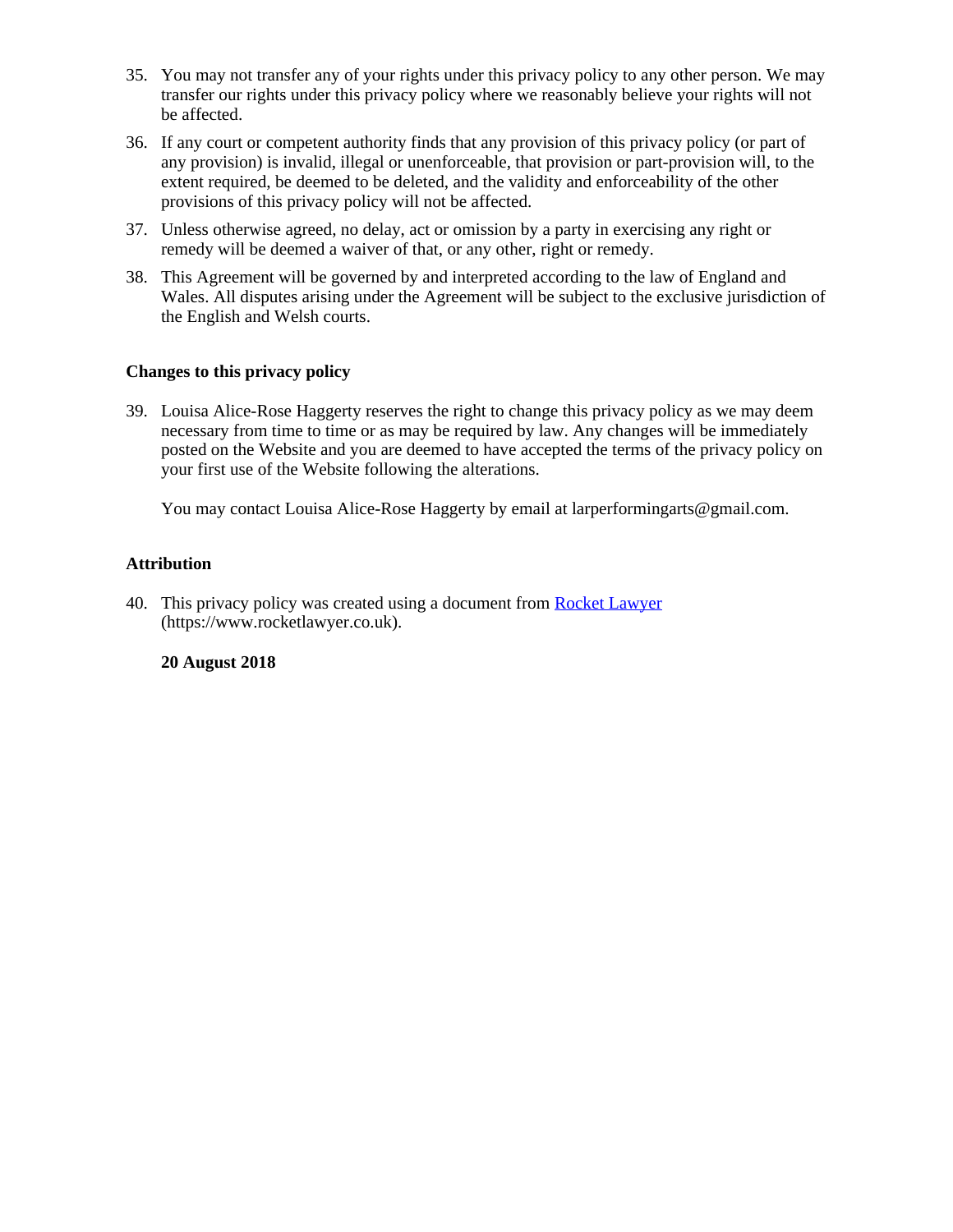35. You may not transfer any of your rights under this privacy policy to any other person. We may transfer our rights under this privacy policy where we reasonably believe your rights will not be affected.
36. If any court or competent authority finds that any provision of this privacy policy (or part of any provision) is invalid, illegal or unenforceable, that provision or part-provision will, to the extent required, be deemed to be deleted, and the validity and enforceability of the other provisions of this privacy policy will not be affected.
37. Unless otherwise agreed, no delay, act or omission by a party in exercising any right or remedy will be deemed a waiver of that, or any other, right or remedy.
38. This Agreement will be governed by and interpreted according to the law of England and Wales. All disputes arising under the Agreement will be subject to the exclusive jurisdiction of the English and Welsh courts.

**Changes to this privacy policy**

39. Louisa Alice-Rose Haggerty reserves the right to change this privacy policy as we may deem necessary from time to time or as may be required by law. Any changes will be immediately posted on the Website and you are deemed to have accepted the terms of the privacy policy on your first use of the Website following the alterations.

    You may contact Louisa Alice-Rose Haggerty by email at larperformingarts@gmail.com.

**Attribution**

40. This privacy policy was created using a document from [Rocket Lawyer](https://www.rocketlawyer.co.uk) (https://www.rocketlawyer.co.uk).

    **20 August 2018**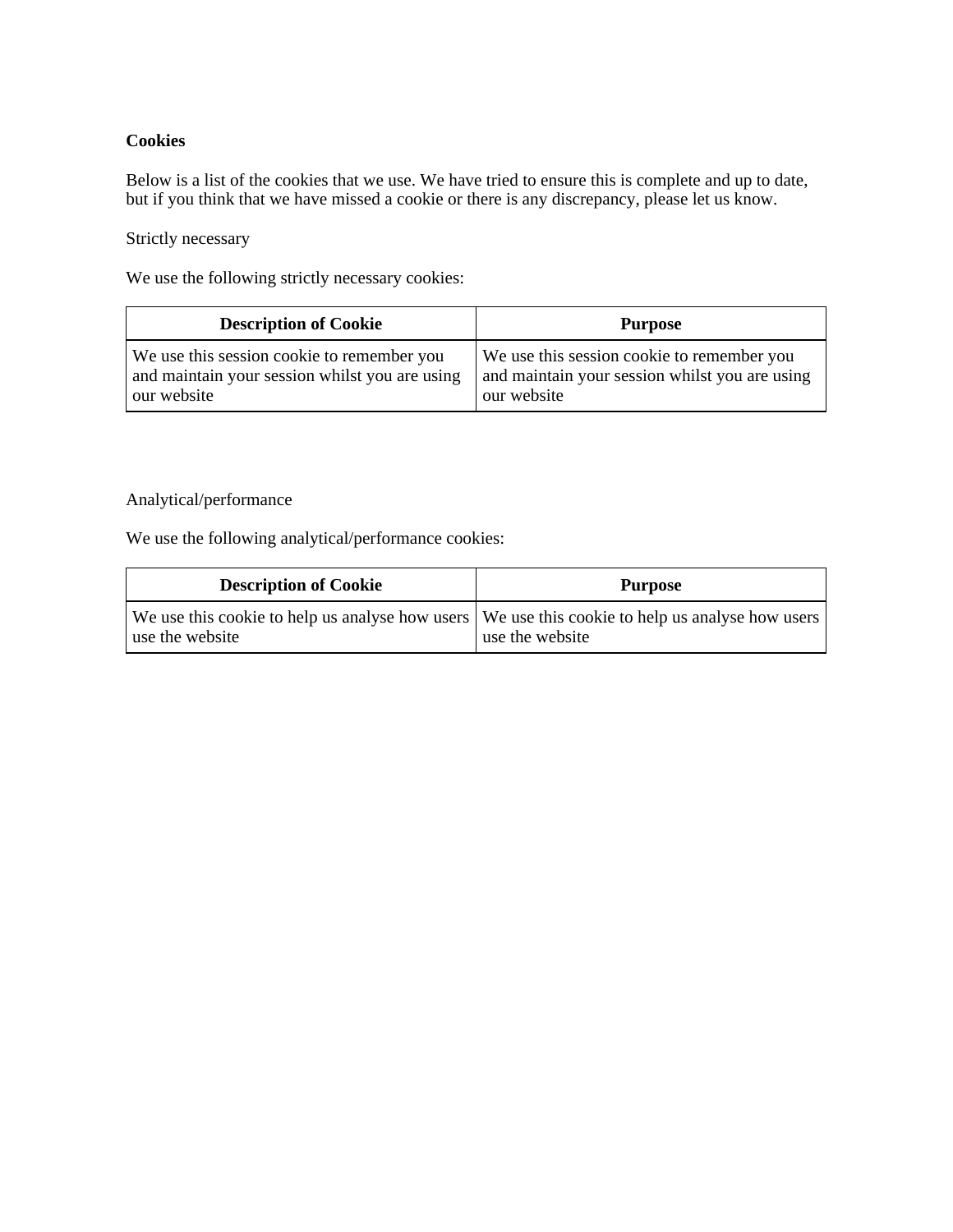**Cookies**

Below is a list of the cookies that we use. We have tried to ensure this is complete and up to date, but if you think that we have missed a cookie or there is any discrepancy, please let us know.

Strictly necessary

We use the following strictly necessary cookies:

| Description of Cookie | Purpose |
|---|---|
| We use this session cookie to remember you and maintain your session whilst you are using our website | We use this session cookie to remember you and maintain your session whilst you are using our website |

Analytical/performance

We use the following analytical/performance cookies:

| Description of Cookie | Purpose |
|---|---|
| We use this cookie to help us analyse how users use the website | We use this cookie to help us analyse how users use the website |